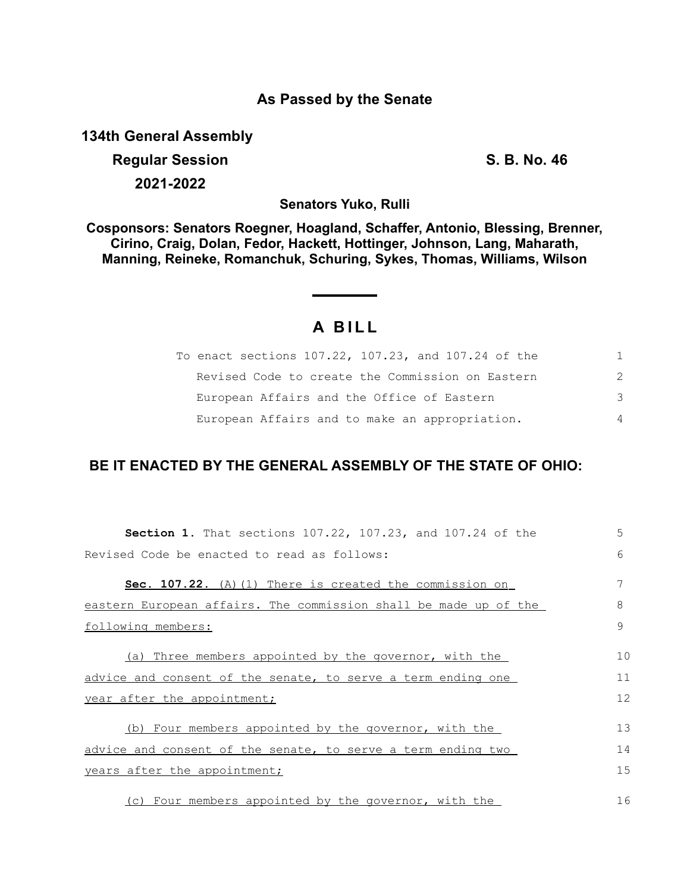**As Passed by the Senate**

**134th General Assembly**

**Regular Session** **S. B. No. 46**

**2021-2022**

**Senators Yuko, Rulli**

**Cosponsors: Senators Roegner, Hoagland, Schaffer, Antonio, Blessing, Brenner, Cirino, Craig, Dolan, Fedor, Hackett, Hottinger, Johnson, Lang, Maharath, Manning, Reineke, Romanchuk, Schuring, Sykes, Thomas, Williams, Wilson**

# A BILL

To enact sections 107.22, 107.23, and 107.24 of the Revised Code to create the Commission on Eastern European Affairs and the Office of Eastern European Affairs and to make an appropriation.

## BE IT ENACTED BY THE GENERAL ASSEMBLY OF THE STATE OF OHIO:

**Section 1.** That sections 107.22, 107.23, and 107.24 of the Revised Code be enacted to read as follows:

**Sec. 107.22.** (A)(1) There is created the commission on eastern European affairs. The commission shall be made up of the following members:

(a) Three members appointed by the governor, with the advice and consent of the senate, to serve a term ending one year after the appointment;

(b) Four members appointed by the governor, with the advice and consent of the senate, to serve a term ending two years after the appointment;

(c) Four members appointed by the governor, with the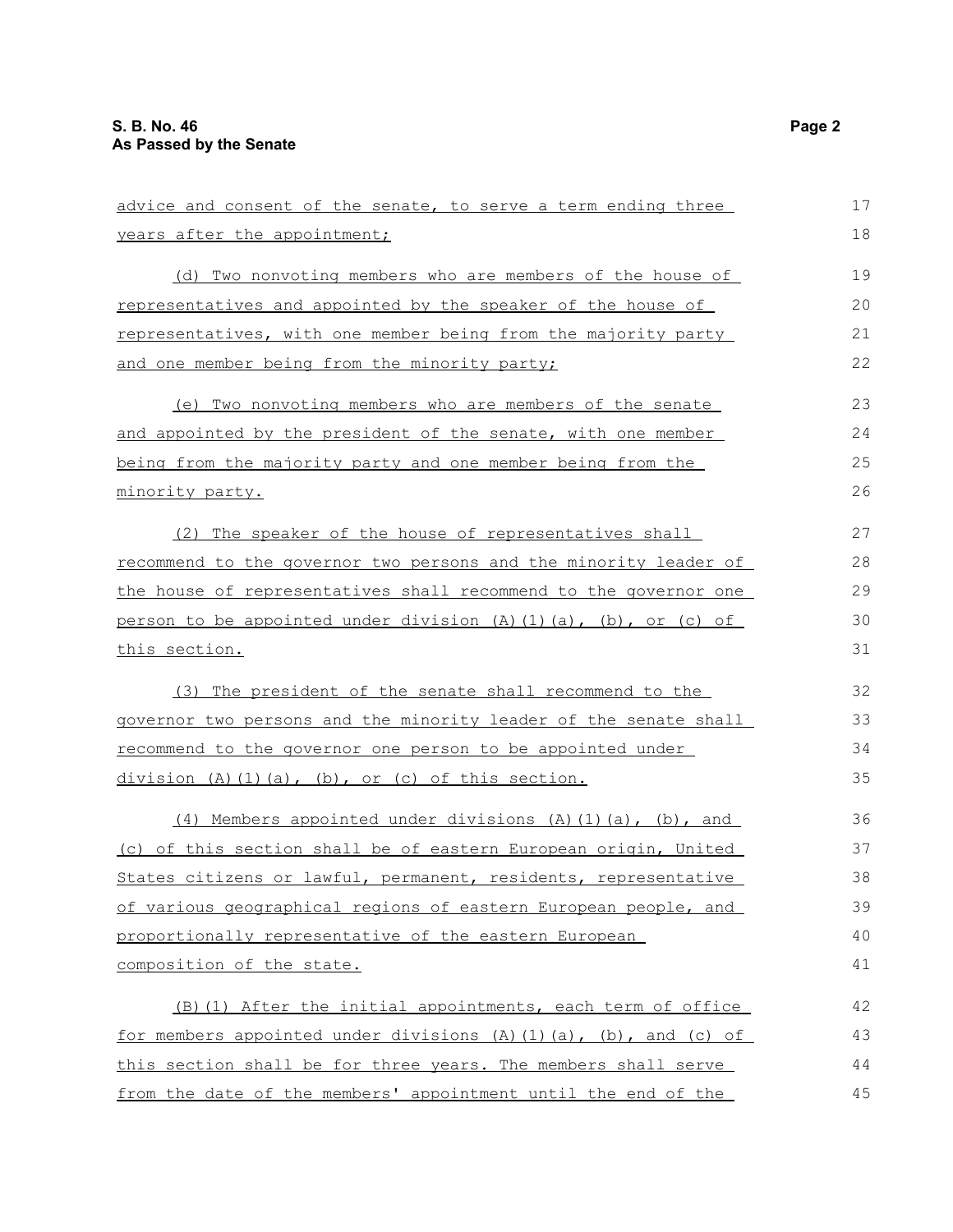advice and consent of the senate, to serve a term ending three years after the appointment;

(d) Two nonvoting members who are members of the house of representatives and appointed by the speaker of the house of representatives, with one member being from the majority party and one member being from the minority party;

(e) Two nonvoting members who are members of the senate and appointed by the president of the senate, with one member being from the majority party and one member being from the minority party.

(2) The speaker of the house of representatives shall recommend to the governor two persons and the minority leader of the house of representatives shall recommend to the governor one person to be appointed under division (A)(1)(a), (b), or (c) of this section.

(3) The president of the senate shall recommend to the governor two persons and the minority leader of the senate shall recommend to the governor one person to be appointed under division (A)(1)(a), (b), or (c) of this section.

(4) Members appointed under divisions (A)(1)(a), (b), and (c) of this section shall be of eastern European origin, United States citizens or lawful, permanent, residents, representative of various geographical regions of eastern European people, and proportionally representative of the eastern European composition of the state.

(B)(1) After the initial appointments, each term of office for members appointed under divisions (A)(1)(a), (b), and (c) of this section shall be for three years. The members shall serve from the date of the members' appointment until the end of the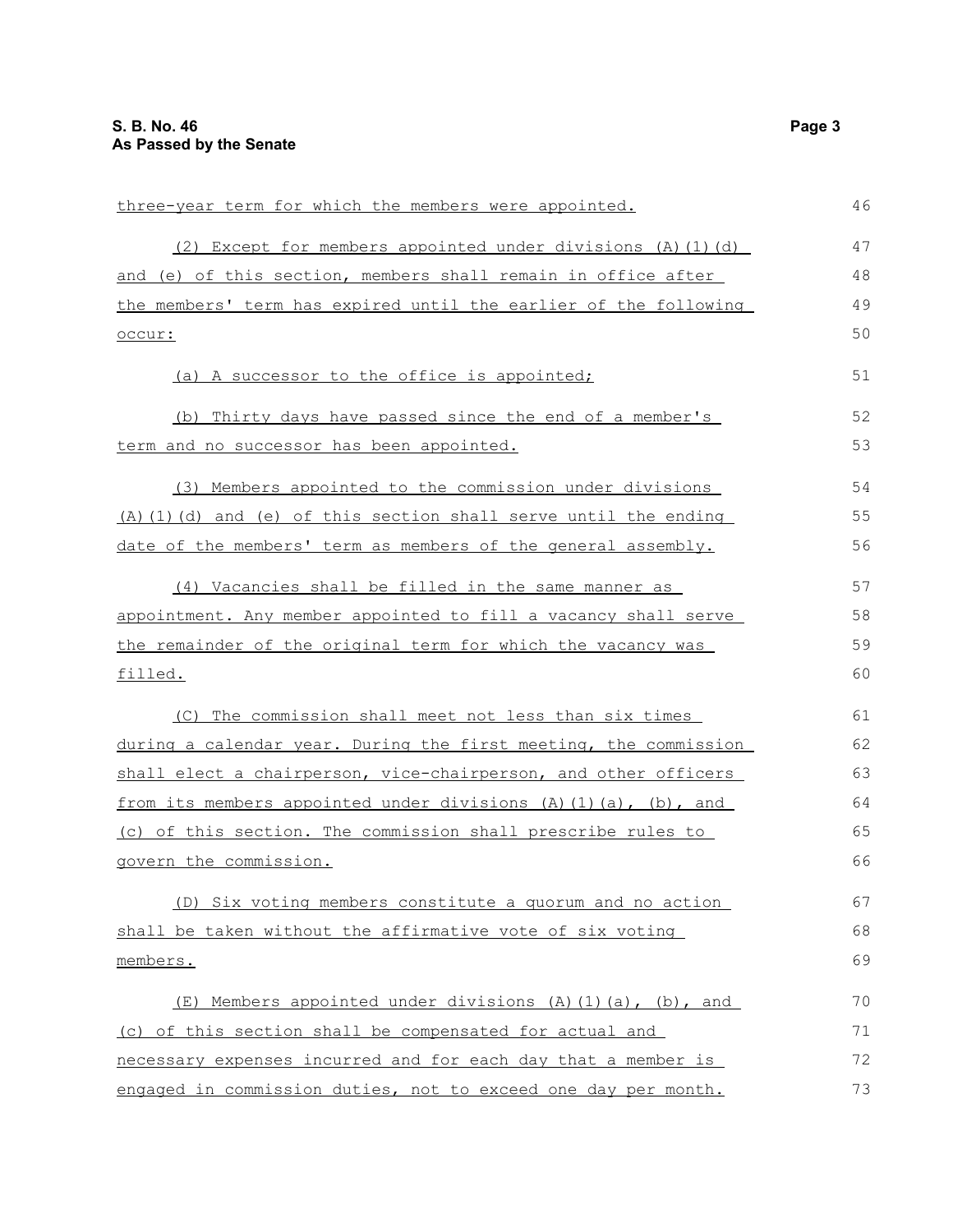three-year term for which the members were appointed.

(2) Except for members appointed under divisions (A)(1)(d) and (e) of this section, members shall remain in office after the members' term has expired until the earlier of the following occur:

(a) A successor to the office is appointed;

(b) Thirty days have passed since the end of a member's term and no successor has been appointed.

(3) Members appointed to the commission under divisions (A)(1)(d) and (e) of this section shall serve until the ending date of the members' term as members of the general assembly.

(4) Vacancies shall be filled in the same manner as appointment. Any member appointed to fill a vacancy shall serve the remainder of the original term for which the vacancy was filled.

(C) The commission shall meet not less than six times during a calendar year. During the first meeting, the commission shall elect a chairperson, vice-chairperson, and other officers from its members appointed under divisions (A)(1)(a), (b), and (c) of this section. The commission shall prescribe rules to govern the commission.

(D) Six voting members constitute a quorum and no action shall be taken without the affirmative vote of six voting members.

(E) Members appointed under divisions (A)(1)(a), (b), and (c) of this section shall be compensated for actual and necessary expenses incurred and for each day that a member is engaged in commission duties, not to exceed one day per month.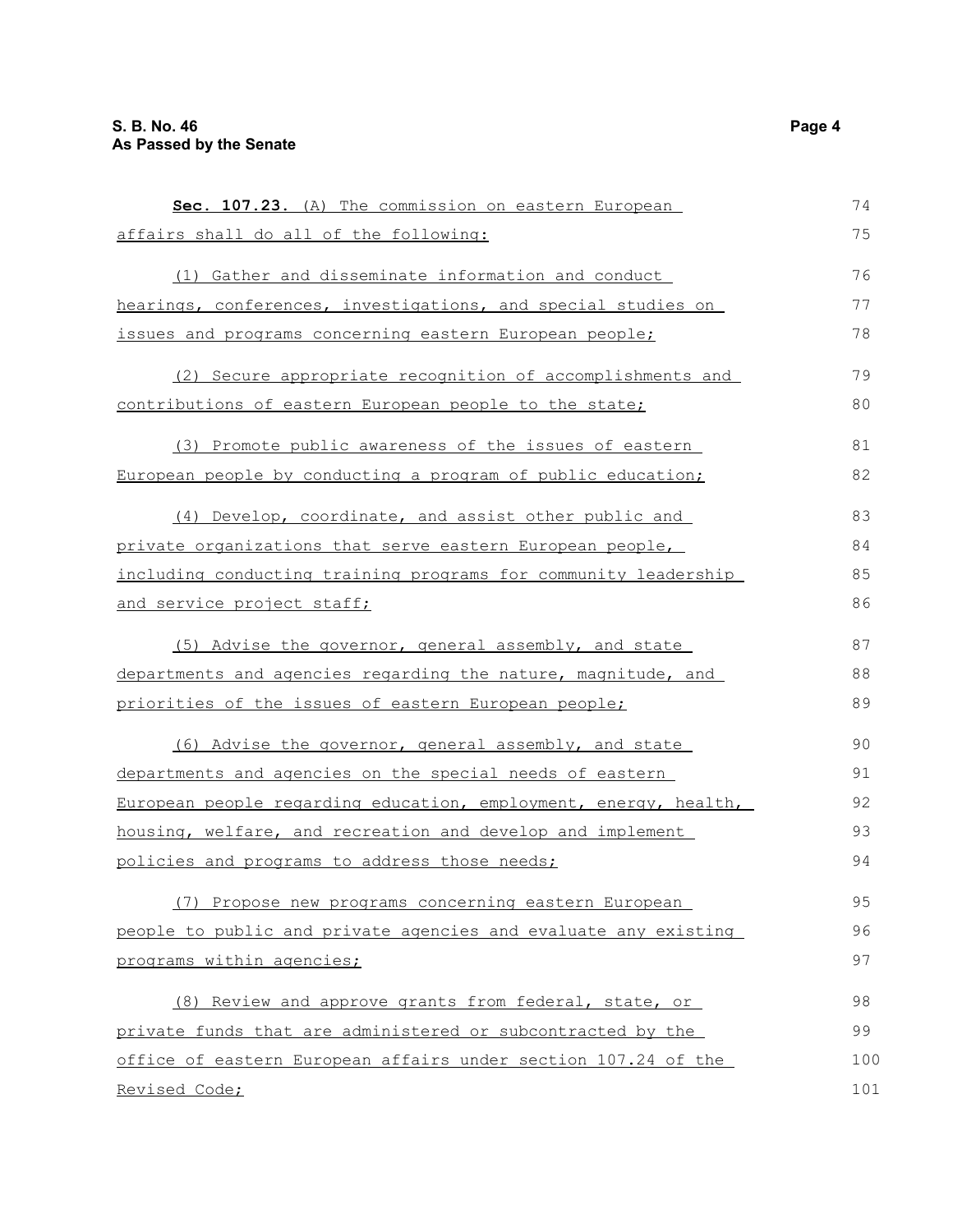**Sec. 107.23.** (A) The commission on eastern European affairs shall do all of the following:

(1) Gather and disseminate information and conduct hearings, conferences, investigations, and special studies on issues and programs concerning eastern European people;

(2) Secure appropriate recognition of accomplishments and contributions of eastern European people to the state;

(3) Promote public awareness of the issues of eastern European people by conducting a program of public education;

(4) Develop, coordinate, and assist other public and private organizations that serve eastern European people, including conducting training programs for community leadership and service project staff;

(5) Advise the governor, general assembly, and state departments and agencies regarding the nature, magnitude, and priorities of the issues of eastern European people;

(6) Advise the governor, general assembly, and state departments and agencies on the special needs of eastern European people regarding education, employment, energy, health, housing, welfare, and recreation and develop and implement policies and programs to address those needs;

(7) Propose new programs concerning eastern European people to public and private agencies and evaluate any existing programs within agencies;

(8) Review and approve grants from federal, state, or private funds that are administered or subcontracted by the office of eastern European affairs under section 107.24 of the Revised Code;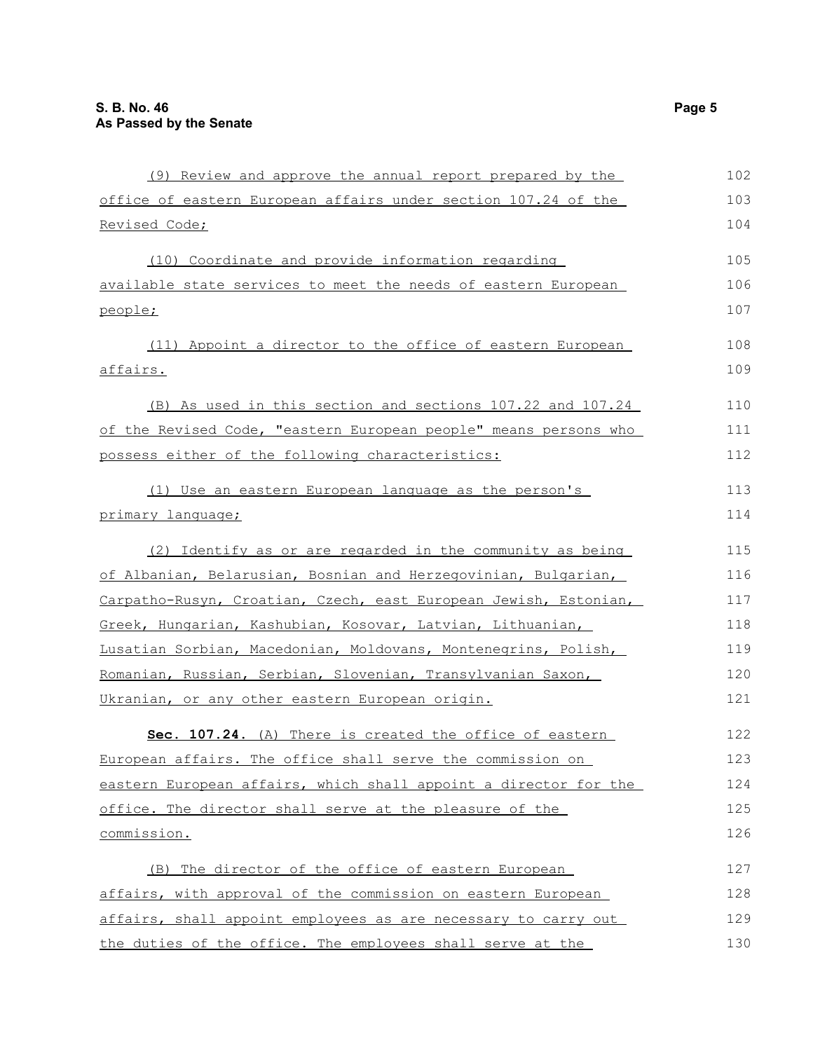(9) Review and approve the annual report prepared by the office of eastern European affairs under section 107.24 of the Revised Code;

(10) Coordinate and provide information regarding available state services to meet the needs of eastern European people;

(11) Appoint a director to the office of eastern European affairs.

(B) As used in this section and sections 107.22 and 107.24 of the Revised Code, "eastern European people" means persons who possess either of the following characteristics:

(1) Use an eastern European language as the person's primary language;

(2) Identify as or are regarded in the community as being of Albanian, Belarusian, Bosnian and Herzegovinian, Bulgarian, Carpatho-Rusyn, Croatian, Czech, east European Jewish, Estonian, Greek, Hungarian, Kashubian, Kosovar, Latvian, Lithuanian, Lusatian Sorbian, Macedonian, Moldovans, Montenegrins, Polish, Romanian, Russian, Serbian, Slovenian, Transylvanian Saxon, Ukranian, or any other eastern European origin.

**Sec. 107.24.** (A) There is created the office of eastern European affairs. The office shall serve the commission on eastern European affairs, which shall appoint a director for the office. The director shall serve at the pleasure of the commission.

(B) The director of the office of eastern European affairs, with approval of the commission on eastern European affairs, shall appoint employees as are necessary to carry out the duties of the office. The employees shall serve at the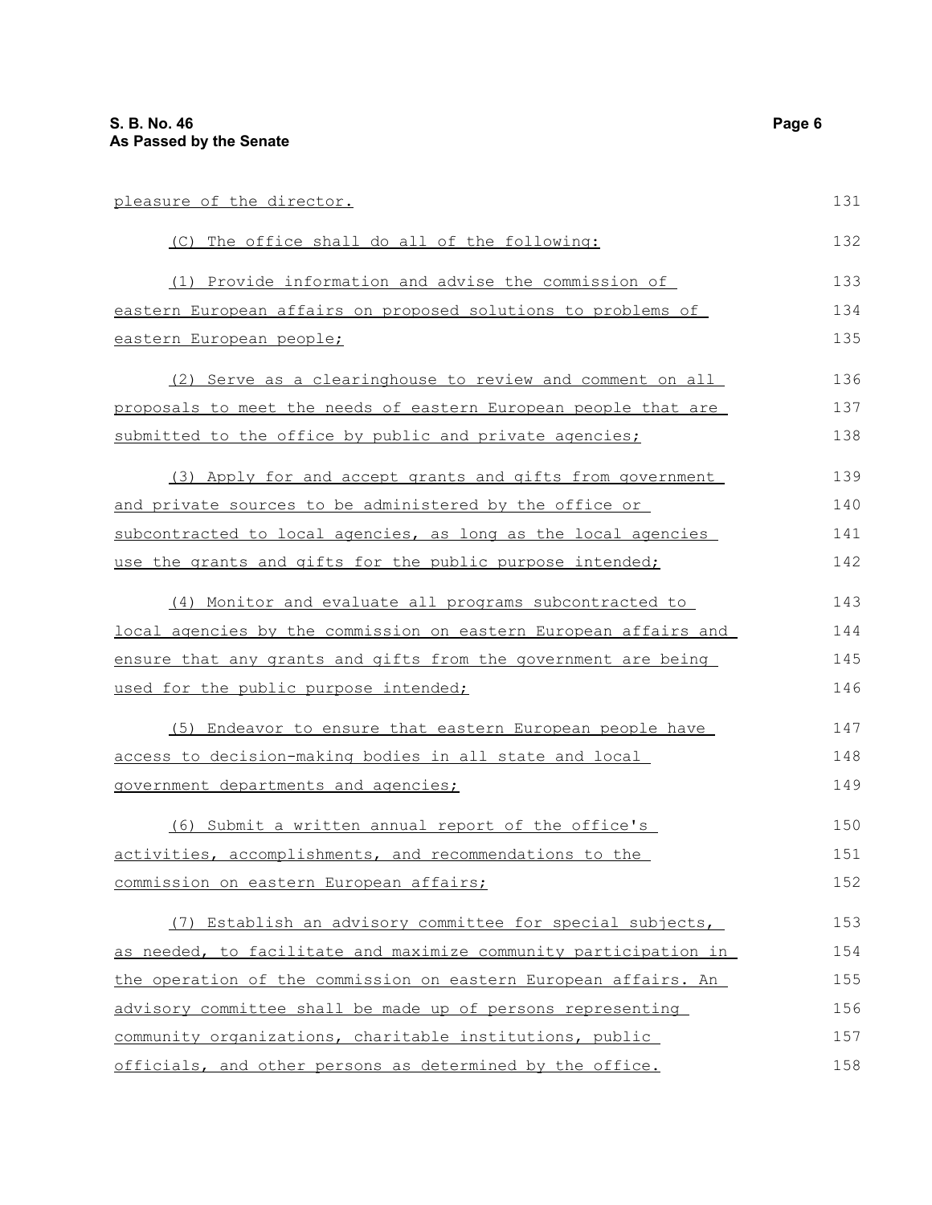pleasure of the director.

(C) The office shall do all of the following:

(1) Provide information and advise the commission of eastern European affairs on proposed solutions to problems of eastern European people;

(2) Serve as a clearinghouse to review and comment on all proposals to meet the needs of eastern European people that are submitted to the office by public and private agencies;

(3) Apply for and accept grants and gifts from government and private sources to be administered by the office or subcontracted to local agencies, as long as the local agencies use the grants and gifts for the public purpose intended;

(4) Monitor and evaluate all programs subcontracted to local agencies by the commission on eastern European affairs and ensure that any grants and gifts from the government are being used for the public purpose intended;

(5) Endeavor to ensure that eastern European people have access to decision-making bodies in all state and local government departments and agencies;

(6) Submit a written annual report of the office's activities, accomplishments, and recommendations to the commission on eastern European affairs;

(7) Establish an advisory committee for special subjects, as needed, to facilitate and maximize community participation in the operation of the commission on eastern European affairs. An advisory committee shall be made up of persons representing community organizations, charitable institutions, public officials, and other persons as determined by the office.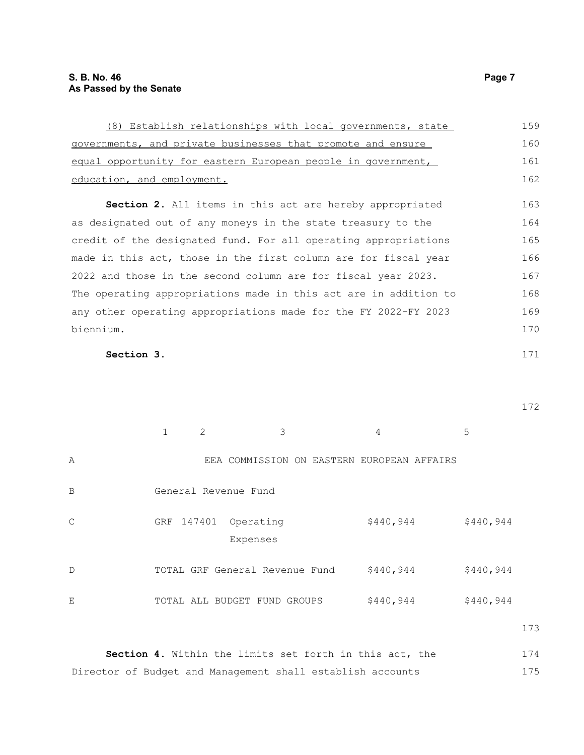(8) Establish relationships with local governments, state governments, and private businesses that promote and ensure equal opportunity for eastern European people in government, education, and employment.

**Section 2.** All items in this act are hereby appropriated as designated out of any moneys in the state treasury to the credit of the designated fund. For all operating appropriations made in this act, those in the first column are for fiscal year 2022 and those in the second column are for fiscal year 2023. The operating appropriations made in this act are in addition to any other operating appropriations made for the FY 2022-FY 2023 biennium.

**Section 3.**

| | 1 | 2 | 3 | 4 | 5 |
|---|---|---|---|---|---|
| A | | EEA COMMISSION ON EASTERN EUROPEAN AFFAIRS | | | |
| B | General Revenue Fund | | | | |
| C | GRF | 147401 | Operating Expenses | $440,944 | $440,944 |
| D | TOTAL GRF General Revenue Fund | | | $440,944 | $440,944 |
| E | TOTAL ALL BUDGET FUND GROUPS | | | $440,944 | $440,944 |

**Section 4.** Within the limits set forth in this act, the Director of Budget and Management shall establish accounts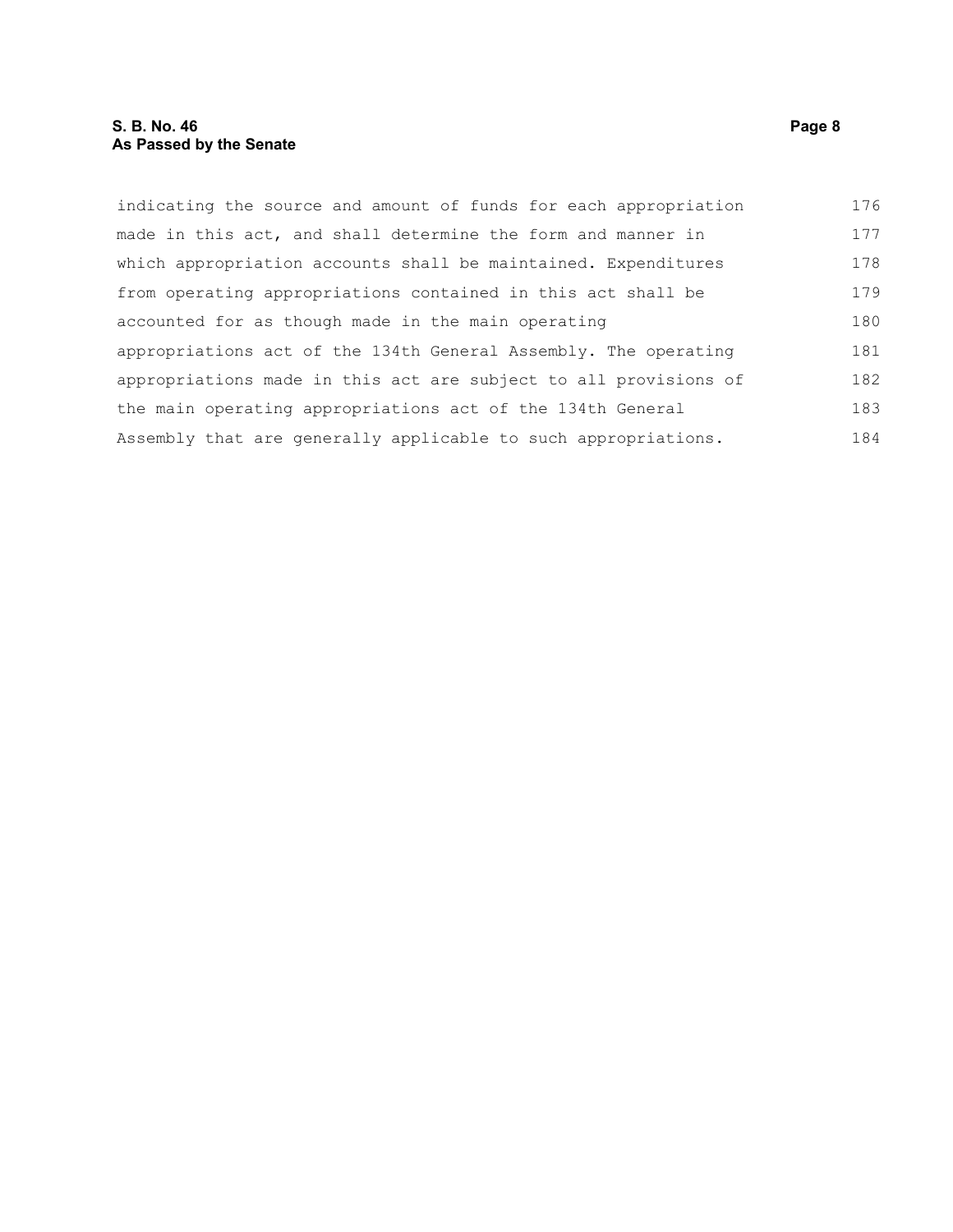indicating the source and amount of funds for each appropriation made in this act, and shall determine the form and manner in which appropriation accounts shall be maintained. Expenditures from operating appropriations contained in this act shall be accounted for as though made in the main operating appropriations act of the 134th General Assembly. The operating appropriations made in this act are subject to all provisions of the main operating appropriations act of the 134th General Assembly that are generally applicable to such appropriations.